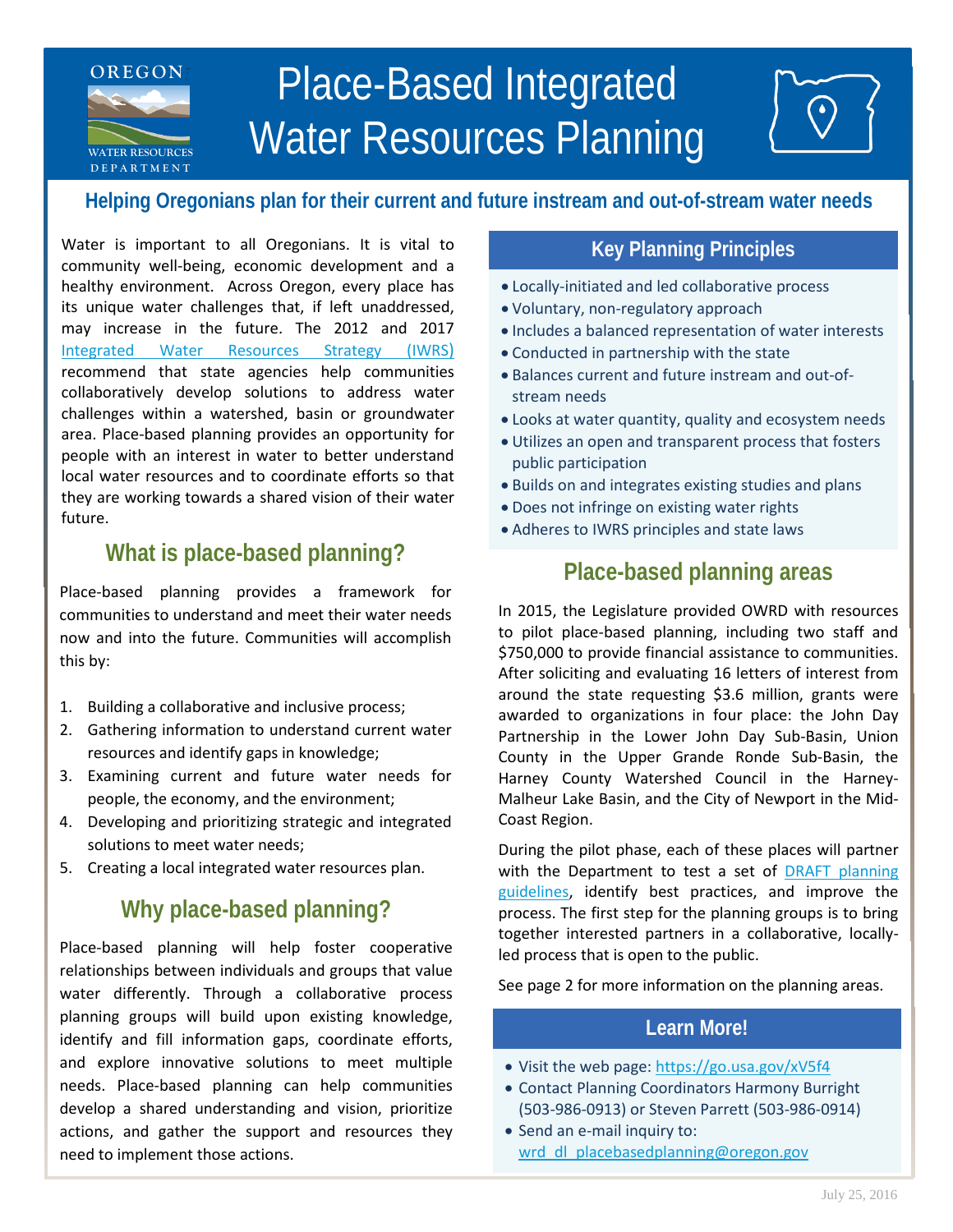OREGON WATER RESOURCES DEPARTMENT

# Place-Based Integrated Water Resources Planning

## Helping Oregonians plan for their current and future instream and out-of-stream water needs

Water is important to all Oregonians. It is vital to community well-being, economic development and a healthy environment. Across Oregon, every place has its unique water challenges that, if left unaddressed, may increase in the future. The 2012 and 2017 [Integrated Water Resources Strategy (IWRS)](Integrated Water Resources Strategy (IWRS)) recommend that state agencies help communities collaboratively develop solutions to address water challenges within a watershed, basin or groundwater area. Place-based planning provides an opportunity for people with an interest in water to better understand local water resources and to coordinate efforts so that they are working towards a shared vision of their water future.

## What is place-based planning?

Place-based planning provides a framework for communities to understand and meet their water needs now and into the future. Communities will accomplish this by:

1. Building a collaborative and inclusive process;
2. Gathering information to understand current water resources and identify gaps in knowledge;
3. Examining current and future water needs for people, the economy, and the environment;
4. Developing and prioritizing strategic and integrated solutions to meet water needs;
5. Creating a local integrated water resources plan.

## Why place-based planning?

Place-based planning will help foster cooperative relationships between individuals and groups that value water differently. Through a collaborative process planning groups will build upon existing knowledge, identify and fill information gaps, coordinate efforts, and explore innovative solutions to meet multiple needs. Place-based planning can help communities develop a shared understanding and vision, prioritize actions, and gather the support and resources they need to implement those actions.

## Key Planning Principles

- Locally-initiated and led collaborative process
- Voluntary, non-regulatory approach
- Includes a balanced representation of water interests
- Conducted in partnership with the state
- Balances current and future instream and out-of-stream needs
- Looks at water quantity, quality and ecosystem needs
- Utilizes an open and transparent process that fosters public participation
- Builds on and integrates existing studies and plans
- Does not infringe on existing water rights
- Adheres to IWRS principles and state laws

## Place-based planning areas

In 2015, the Legislature provided OWRD with resources to pilot place-based planning, including two staff and $750,000 to provide financial assistance to communities. After soliciting and evaluating 16 letters of interest from around the state requesting $3.6 million, grants were awarded to organizations in four place: the John Day Partnership in the Lower John Day Sub-Basin, Union County in the Upper Grande Ronde Sub-Basin, the Harney County Watershed Council in the Harney-Malheur Lake Basin, and the City of Newport in the Mid-Coast Region.

During the pilot phase, each of these places will partner with the Department to test a set of DRAFT planning guidelines, identify best practices, and improve the process. The first step for the planning groups is to bring together interested partners in a collaborative, locally-led process that is open to the public.

See page 2 for more information on the planning areas.

## Learn More!

- Visit the web page: https://go.usa.gov/xV5f4
- Contact Planning Coordinators Harmony Burright (503-986-0913) or Steven Parrett (503-986-0914)
- Send an e-mail inquiry to: wrd_dl_placebasedplanning@oregon.gov

July 25, 2016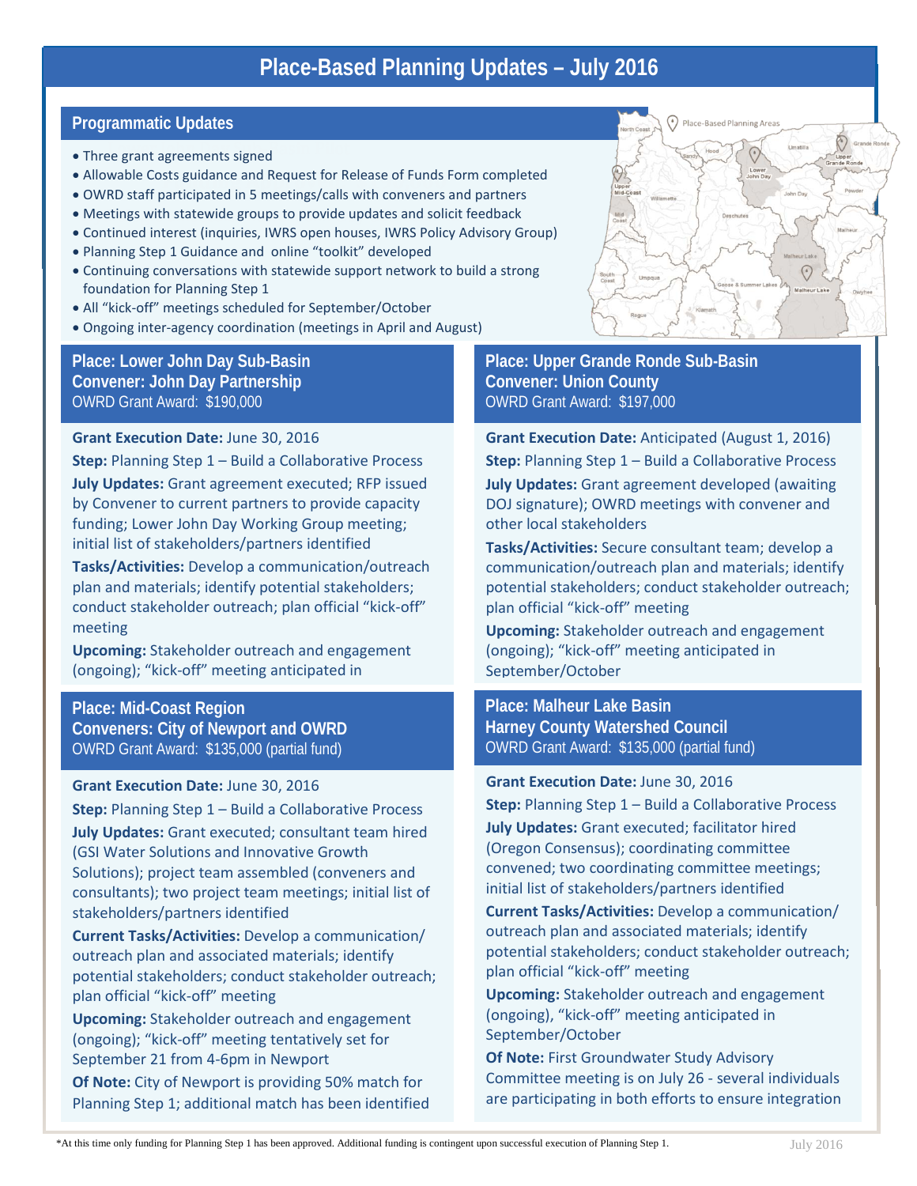# Place-Based Planning Updates – July 2016

## Programmatic Updates

- Three grant agreements signed
- Allowable Costs guidance and Request for Release of Funds Form completed
- OWRD staff participated in 5 meetings/calls with conveners and partners
- Meetings with statewide groups to provide updates and solicit feedback
- Continued interest (inquiries, IWRS open houses, IWRS Policy Advisory Group)
- Planning Step 1 Guidance and online "toolkit" developed
- Continuing conversations with statewide support network to build a strong foundation for Planning Step 1
- All "kick-off" meetings scheduled for September/October
- Ongoing inter-agency coordination (meetings in April and August)

Place-Based Planning Areas

North Coast, Sandy, Hood, Umatilla, Grande Ronde, Upper Grande Ronde, Lower John Day, Upper Mid-Coast, Willamette, John Day, Powder, Mid Coast, Deschutes, Malheur, Malheur Lake, South Coast, Umpqua, Goose & Summer Lakes, Malheur Lake, Owyhee, Klamath, Rogue

## Place: Lower John Day Sub-Basin
**Convener: John Day Partnership**
OWRD Grant Award: $190,000

**Grant Execution Date:** June 30, 2016

**Step:** Planning Step 1 – Build a Collaborative Process

**July Updates:** Grant agreement executed; RFP issued by Convener to current partners to provide capacity funding; Lower John Day Working Group meeting; initial list of stakeholders/partners identified

**Tasks/Activities:** Develop a communication/outreach plan and materials; identify potential stakeholders; conduct stakeholder outreach; plan official "kick-off" meeting

**Upcoming:** Stakeholder outreach and engagement (ongoing); "kick-off" meeting anticipated in

## Place: Upper Grande Ronde Sub-Basin
**Convener: Union County**
OWRD Grant Award: $197,000

**Grant Execution Date:** Anticipated (August 1, 2016)

**Step:** Planning Step 1 – Build a Collaborative Process

**July Updates:** Grant agreement developed (awaiting DOJ signature); OWRD meetings with convener and other local stakeholders

**Tasks/Activities:** Secure consultant team; develop a communication/outreach plan and materials; identify potential stakeholders; conduct stakeholder outreach; plan official "kick-off" meeting

**Upcoming:** Stakeholder outreach and engagement (ongoing); "kick-off" meeting anticipated in September/October

## Place: Mid-Coast Region
**Conveners: City of Newport and OWRD**
OWRD Grant Award: $135,000 (partial fund)

**Grant Execution Date:** June 30, 2016

**Step:** Planning Step 1 – Build a Collaborative Process

**July Updates:** Grant executed; consultant team hired (GSI Water Solutions and Innovative Growth Solutions); project team assembled (conveners and consultants); two project team meetings; initial list of stakeholders/partners identified

**Current Tasks/Activities:** Develop a communication/ outreach plan and associated materials; identify potential stakeholders; conduct stakeholder outreach; plan official "kick-off" meeting

**Upcoming:** Stakeholder outreach and engagement (ongoing); "kick-off" meeting tentatively set for September 21 from 4-6pm in Newport

**Of Note:** City of Newport is providing 50% match for Planning Step 1; additional match has been identified

## Place: Malheur Lake Basin
**Harney County Watershed Council**
OWRD Grant Award: $135,000 (partial fund)

**Grant Execution Date:** June 30, 2016

**Step:** Planning Step 1 – Build a Collaborative Process

**July Updates:** Grant executed; facilitator hired (Oregon Consensus); coordinating committee convened; two coordinating committee meetings; initial list of stakeholders/partners identified

**Current Tasks/Activities:** Develop a communication/ outreach plan and associated materials; identify potential stakeholders; conduct stakeholder outreach; plan official "kick-off" meeting

**Upcoming:** Stakeholder outreach and engagement (ongoing), "kick-off" meeting anticipated in September/October

**Of Note:** First Groundwater Study Advisory Committee meeting is on July 26 - several individuals are participating in both efforts to ensure integration

*At this time only funding for Planning Step 1 has been approved. Additional funding is contingent upon successful execution of Planning Step 1.